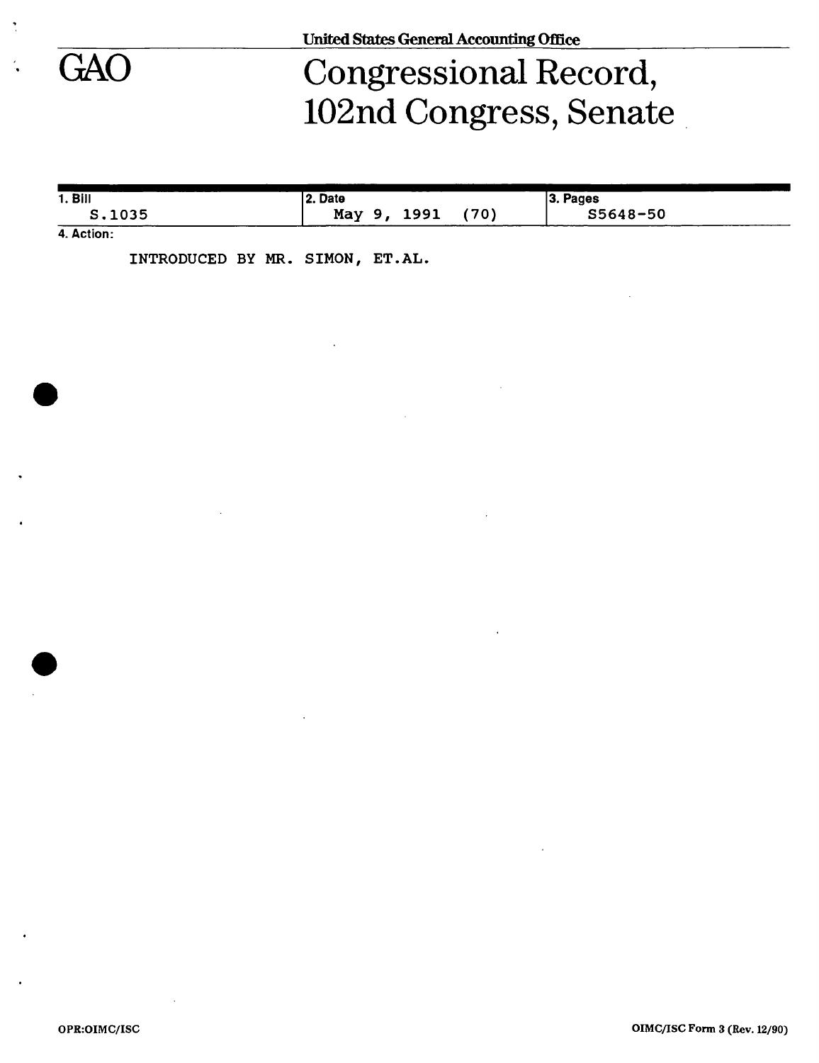United States General Accounting Office

# GAO Congressional Record, 102nd Congress, Senate

| 1. Bill | 2. Date | 3. Pages |
|---|---|---|
| S.1035 | May 9, 1991 (70) | S5648-50 |

4. Action:

INTRODUCED BY MR. SIMON, ET.AL.

OPR:OIMC/ISC

OIMC/ISC Form 3 (Rev. 12/90)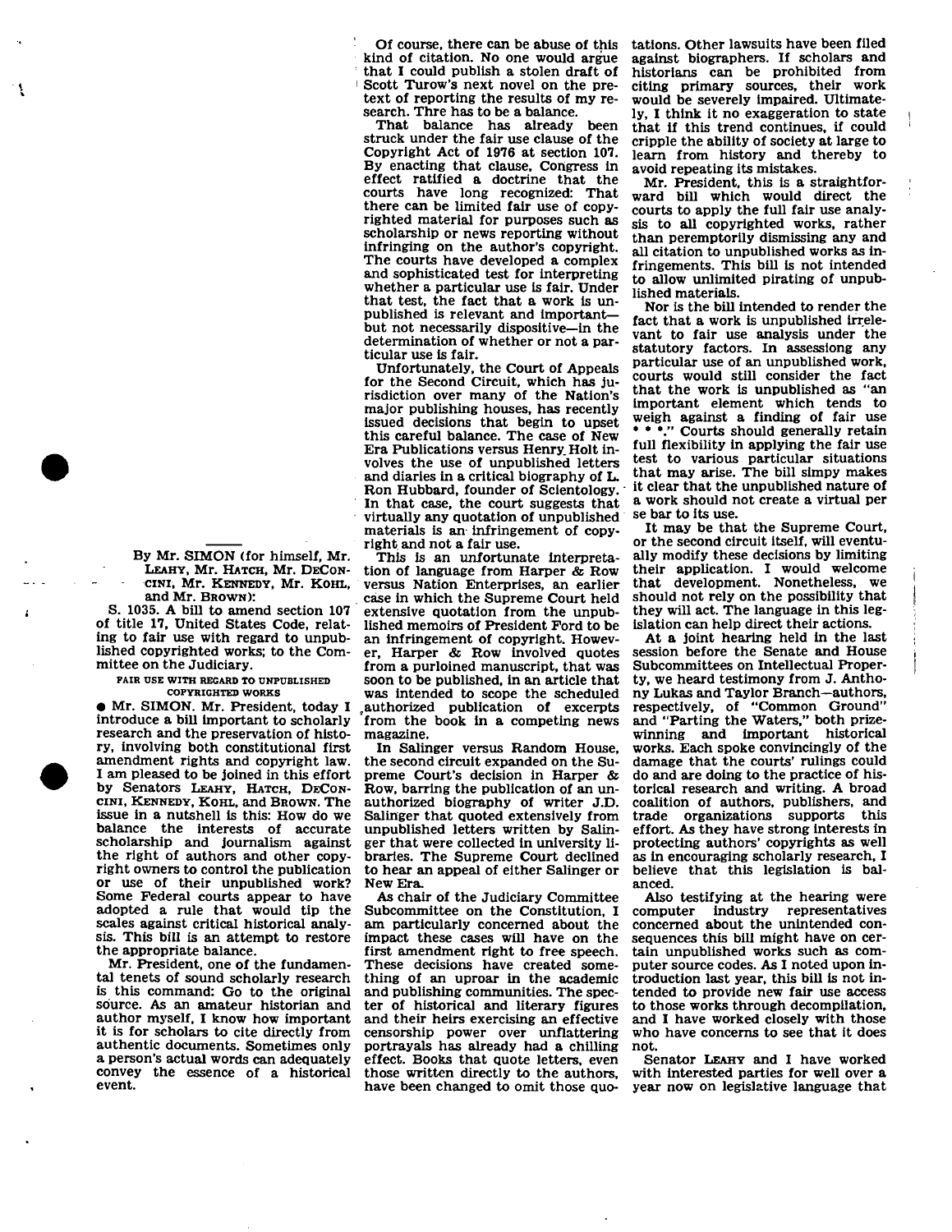By Mr. SIMON (for himself, Mr. LEAHY, Mr. HATCH, Mr. DECONCINI, Mr. KENNEDY, Mr. KOHL, and Mr. BROWN):

S. 1035. A bill to amend section 107 of title 17, United States Code, relating to fair use with regard to unpublished copyrighted works; to the Committee on the Judiciary.

FAIR USE WITH REGARD TO UNPUBLISHED COPYRIGHTED WORKS

● Mr. SIMON. Mr. President, today I introduce a bill important to scholarly research and the preservation of history, involving both constitutional first amendment rights and copyright law. I am pleased to be joined in this effort by Senators LEAHY, HATCH, DECONCINI, KENNEDY, KOHL, and BROWN. The issue in a nutshell is this: How do we balance the interests of accurate scholarship and journalism against the right of authors and other copyright owners to control the publication or use of their unpublished work? Some Federal courts appear to have adopted a rule that would tip the scales against critical historical analysis. This bill is an attempt to restore the appropriate balance.

Mr. President, one of the fundamental tenets of sound scholarly research is this command: Go to the original source. As an amateur historian and author myself, I know how important it is for scholars to cite directly from authentic documents. Sometimes only a person's actual words can adequately convey the essence of a historical event.

Of course, there can be abuse of this kind of citation. No one would argue that I could publish a stolen draft of Scott Turow's next novel on the pretext of reporting the results of my research. Thre has to be a balance.

That balance has already been struck under the fair use clause of the Copyright Act of 1976 at section 107. By enacting that clause, Congress in effect ratified a doctrine that the courts have long recognized: That there can be limited fair use of copyrighted material for purposes such as scholarship or news reporting without infringing on the author's copyright. The courts have developed a complex and sophisticated test for interpreting whether a particular use is fair. Under that test, the fact that a work is unpublished is relevant and important—but not necessarily dispositive—in the determination of whether or not a particular use is fair.

Unfortunately, the Court of Appeals for the Second Circuit, which has jurisdiction over many of the Nation's major publishing houses, has recently issued decisions that begin to upset this careful balance. The case of New Era Publications versus Henry Holt involves the use of unpublished letters and diaries in a critical biography of L. Ron Hubbard, founder of Scientology. In that case, the court suggests that virtually any quotation of unpublished materials is an infringement of copyright and not a fair use.

This is an unfortunate interpretation of language from Harper & Row versus Nation Enterprises, an earlier case in which the Supreme Court held extensive quotation from the unpublished memoirs of President Ford to be an infringement of copyright. However, Harper & Row involved quotes from a purloined manuscript, that was soon to be published, in an article that was intended to scope the scheduled authorized publication of excerpts from the book in a competing news magazine.

In Salinger versus Random House, the second circuit expanded on the Supreme Court's decision in Harper & Row, barring the publication of an unauthorized biography of writer J.D. Salinger that quoted extensively from unpublished letters written by Salinger that were collected in university libraries. The Supreme Court declined to hear an appeal of either Salinger or New Era.

As chair of the Judiciary Committee Subcommittee on the Constitution, I am particularly concerned about the impact these cases will have on the first amendment right to free speech. These decisions have created something of an uproar in the academic and publishing communities. The specter of historical and literary figures and their heirs exercising an effective censorship power over unflattering portrayals has already had a chilling effect. Books that quote letters, even those written directly to the authors, have been changed to omit those quotations. Other lawsuits have been filed against biographers. If scholars and historians can be prohibited from citing primary sources, their work would be severely impaired. Ultimately, I think it no exaggeration to state that if this trend continues, if could cripple the ability of society at large to learn from history and thereby to avoid repeating its mistakes.

Mr. President, this is a straightforward bill which would direct the courts to apply the full fair use analysis to all copyrighted works, rather than peremptorily dismissing any and all citation to unpublished works as infringements. This bill is not intended to allow unlimited pirating of unpublished materials.

Nor is the bill intended to render the fact that a work is unpublished irrelevant to fair use analysis under the statutory factors. In assessing any particular use of an unpublished work, courts would still consider the fact that the work is unpublished as "an important element which tends to weigh against a finding of fair use * * *." Courts should generally retain full flexibility in applying the fair use test to various particular situations that may arise. The bill simpy makes it clear that the unpublished nature of a work should not create a virtual per se bar to its use.

It may be that the Supreme Court, or the second circuit itself, will eventually modify these decisions by limiting their application. I would welcome that development. Nonetheless, we should not rely on the possibility that they will act. The language in this legislation can help direct their actions.

At a joint hearing held in the last session before the Senate and House Subcommittees on Intellectual Property, we heard testimony from J. Anthony Lukas and Taylor Branch—authors, respectively, of "Common Ground" and "Parting the Waters," both prize-winning and important historical works. Each spoke convincingly of the damage that the courts' rulings could do and are doing to the practice of historical research and writing. A broad coalition of authors, publishers, and trade organizations supports this effort. As they have strong interests in protecting authors' copyrights as well as in encouraging scholarly research, I believe that this legislation is balanced.

Also testifying at the hearing were computer industry representatives concerned about the unintended consequences this bill might have on certain unpublished works such as computer source codes. As I noted upon introduction last year, this bill is not intended to provide new fair use access to those works through decompilation, and I have worked closely with those who have concerns to see that it does not.

Senator LEAHY and I have worked with interested parties for well over a year now on legislative language that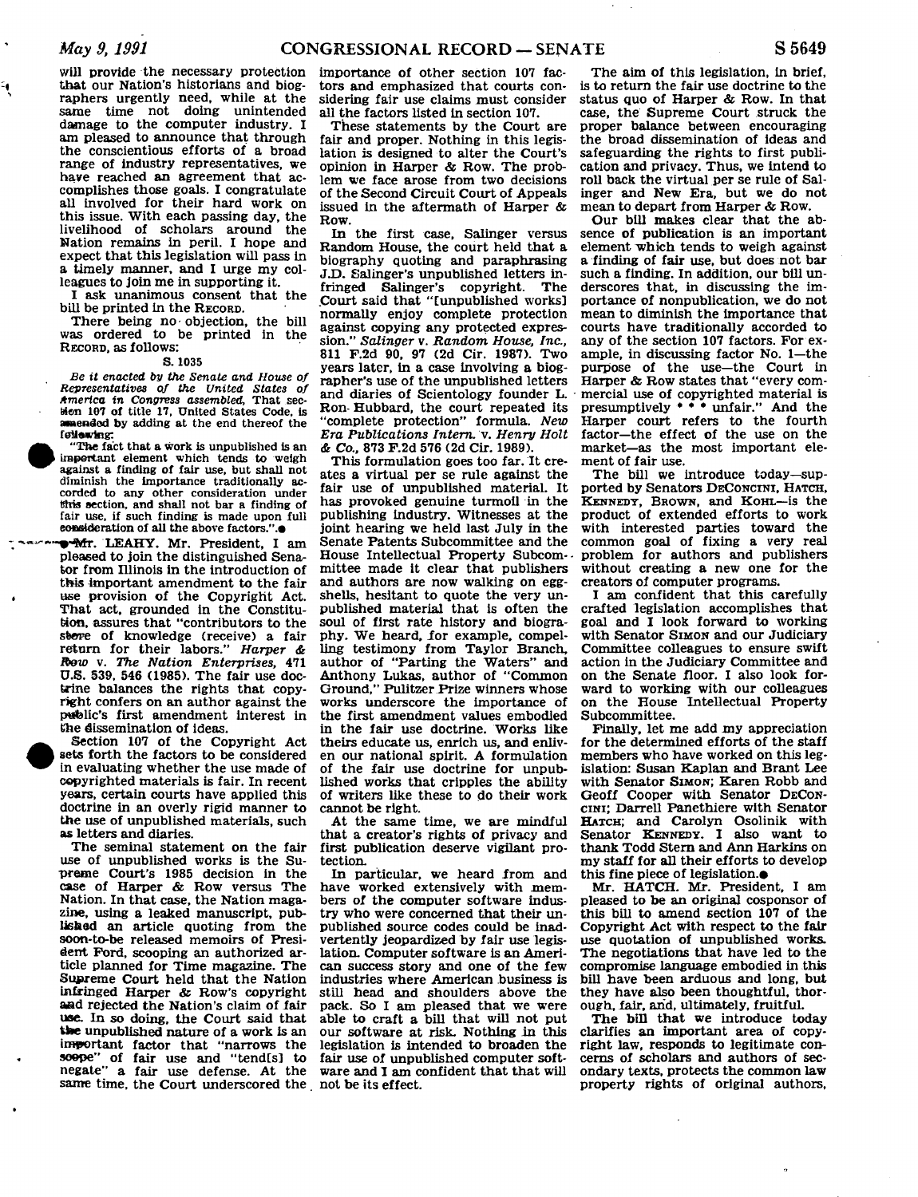will provide the necessary protection that our Nation's historians and biographers urgently need, while at the same time not doing unintended damage to the computer industry. I am pleased to announce that through the conscientious efforts of a broad range of industry representatives, we have reached an agreement that accomplishes those goals. I congratulate all involved for their hard work on this issue. With each passing day, the livelihood of scholars around the Nation remains in peril. I hope and expect that this legislation will pass in a timely manner, and I urge my colleagues to join me in supporting it.

I ask unanimous consent that the bill be printed in the RECORD.

There being no objection, the bill was ordered to be printed in the RECORD, as follows:

S. 1035

*Be it enacted by the Senate and House of Representatives of the United States of America in Congress assembled,* That section 107 of title 17, United States Code, is amended by adding at the end thereof the following:

"The fact that a work is unpublished is an important element which tends to weigh against a finding of fair use, but shall not diminish the importance traditionally accorded to any other consideration under this section, and shall not bar a finding of fair use, if such finding is made upon full consideration of all the above factors.".●

●Mr. LEAHY. Mr. President, I am pleased to join the distinguished Senator from Illinois in the introduction of this important amendment to the fair use provision of the Copyright Act. That act, grounded in the Constitution, assures that "contributors to the store of knowledge (receive) a fair return for their labors." *Harper & Row* v. *The Nation Enterprises,* 471 U.S. 539, 546 (1985). The fair use doctrine balances the rights that copyright confers on an author against the public's first amendment interest in the dissemination of ideas.

Section 107 of the Copyright Act sets forth the factors to be considered in evaluating whether the use made of copyrighted materials is fair. In recent years, certain courts have applied this doctrine in an overly rigid manner to the use of unpublished materials, such as letters and diaries.

The seminal statement on the fair use of unpublished works is the Supreme Court's 1985 decision in the case of Harper & Row versus The Nation. In that case, the Nation magazine, using a leaked manuscript, published an article quoting from the soon-to-be released memoirs of President Ford, scooping an authorized article planned for Time magazine. The Supreme Court held that the Nation infringed Harper & Row's copyright and rejected the Nation's claim of fair use. In so doing, the Court said that the unpublished nature of a work is an important factor that "narrows the scope" of fair use and "tend[s] to negate" a fair use defense. At the same time, the Court underscored the importance of other section 107 factors and emphasized that courts considering fair use claims must consider all the factors listed in section 107.

These statements by the Court are fair and proper. Nothing in this legislation is designed to alter the Court's opinion in Harper & Row. The problem we face arose from two decisions of the Second Circuit Court of Appeals issued in the aftermath of Harper & Row.

In the first case, Salinger versus Random House, the court held that a biography quoting and paraphrasing J.D. Salinger's unpublished letters infringed Salinger's copyright. The Court said that "[unpublished works] normally enjoy complete protection against copying any protected expression." *Salinger* v. *Random House, Inc.,* 811 F.2d 90, 97 (2d Cir. 1987). Two years later, in a case involving a biographer's use of the unpublished letters and diaries of Scientology founder L. Ron Hubbard, the court repeated its "complete protection" formula. *New Era Publications Intern.* v. *Henry Holt & Co.,* 873 F.2d 576 (2d Cir. 1989).

This formulation goes too far. It creates a virtual per se rule against the fair use of unpublished material. It has provoked genuine turmoil in the publishing industry. Witnesses at the joint hearing we held last July in the Senate Patents Subcommittee and the House Intellectual Property Subcommittee made it clear that publishers and authors are now walking on eggshells, hesitant to quote the very unpublished material that is often the soul of first rate history and biography. We heard, for example, compelling testimony from Taylor Branch, author of "Parting the Waters" and Anthony Lukas, author of "Common Ground," Pulitzer Prize winners whose works underscore the importance of the first amendment values embodied in the fair use doctrine. Works like theirs educate us, enrich us, and enliven our national spirit. A formulation of the fair use doctrine for unpublished works that cripples the ability of writers like these to do their work cannot be right.

At the same time, we are mindful that a creator's rights of privacy and first publication deserve vigilant protection.

In particular, we heard from and have worked extensively with members of the computer software industry who were concerned that their unpublished source codes could be inadvertently jeopardized by fair use legislation. Computer software is an American success story and one of the few industries where American business is still head and shoulders above the pack. So I am pleased that we were able to craft a bill that will not put our software at risk. Nothing in this legislation is intended to broaden the fair use of unpublished computer software and I am confident that that will not be its effect.

The aim of this legislation, in brief, is to return the fair use doctrine to the status quo of Harper & Row. In that case, the Supreme Court struck the proper balance between encouraging the broad dissemination of ideas and safeguarding the rights to first publication and privacy. Thus, we intend to roll back the virtual per se rule of Salinger and New Era, but we do not mean to depart from Harper & Row.

Our bill makes clear that the absence of publication is an important element which tends to weigh against a finding of fair use, but does not bar such a finding. In addition, our bill underscores that, in discussing the importance of nonpublication, we do not mean to diminish the importance that courts have traditionally accorded to any of the section 107 factors. For example, in discussing factor No. 1—the purpose of the use—the Court in Harper & Row states that "every commercial use of copyrighted material is presumptively * * * unfair." And the Harper court refers to the fourth factor—the effect of the use on the market—as the most important element of fair use.

The bill we introduce today—supported by Senators DECONCINI, HATCH, KENNEDY, BROWN, and KOHL—is the product of extended efforts to work with interested parties toward the common goal of fixing a very real problem for authors and publishers without creating a new one for the creators of computer programs.

I am confident that this carefully crafted legislation accomplishes that goal and I look forward to working with Senator SIMON and our Judiciary Committee colleagues to ensure swift action in the Judiciary Committee and on the Senate floor. I also look forward to working with our colleagues on the House Intellectual Property Subcommittee.

Finally, let me add my appreciation for the determined efforts of the staff members who have worked on this legislation: Susan Kaplan and Brant Lee with Senator SIMON; Karen Robb and Geoff Cooper with Senator DECONCINI; Darrell Panethiere with Senator HATCH; and Carolyn Osolinik with Senator KENNEDY. I also want to thank Todd Stern and Ann Harkins on my staff for all their efforts to develop this fine piece of legislation.●

Mr. HATCH. Mr. President, I am pleased to be an original cosponsor of this bill to amend section 107 of the Copyright Act with respect to the fair use quotation of unpublished works. The negotiations that have led to the compromise language embodied in this bill have been arduous and long, but they have also been thoughtful, thorough, fair, and, ultimately, fruitful.

The bill that we introduce today clarifies an important area of copyright law, responds to legitimate concerns of scholars and authors of secondary texts, protects the common law property rights of original authors,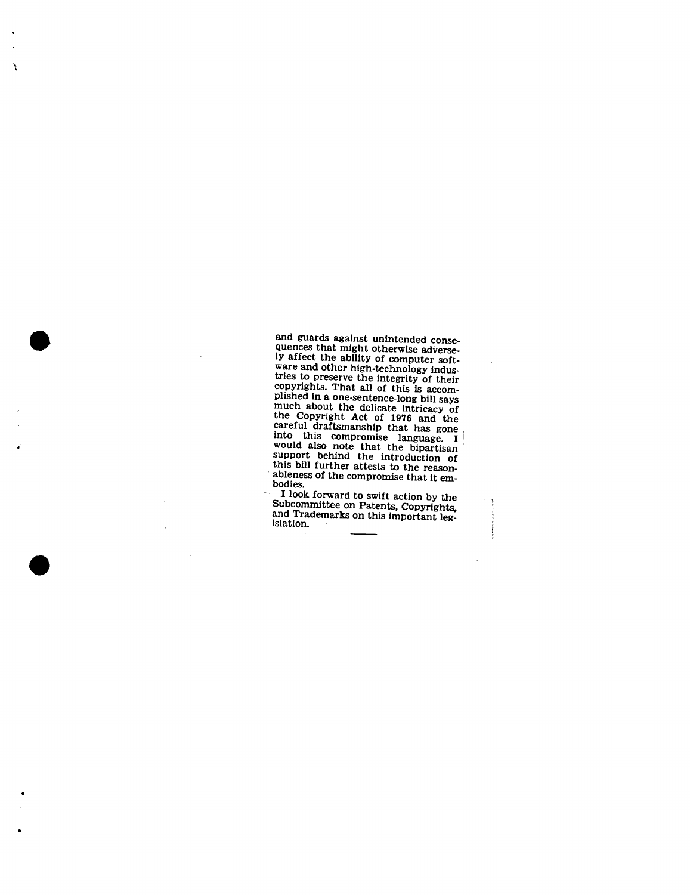and guards against unintended consequences that might otherwise adversely affect the ability of computer software and other high-technology industries to preserve the integrity of their copyrights. That all of this is accomplished in a one-sentence-long bill says much about the delicate intricacy of the Copyright Act of 1976 and the careful draftsmanship that has gone into this compromise language. I would also note that the bipartisan support behind the introduction of this bill further attests to the reasonableness of the compromise that it embodies.

I look forward to swift action by the Subcommittee on Patents, Copyrights, and Trademarks on this important legislation.

---